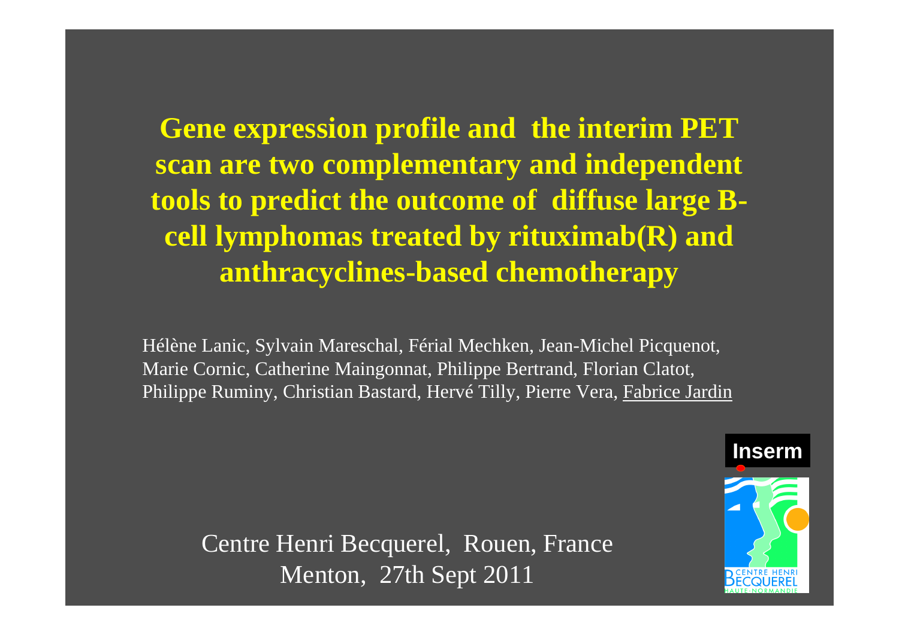# Gene expression profile and the interim PET scan are two complementary and independent tools to predict the outcome of diffuse large B-cell lymphomas treated by rituximab(R) and anthracyclines-based chemotherapy

Hélène Lanic, Sylvain Mareschal, Férial Mechken, Jean-Michel Picquenot, Marie Cornic, Catherine Maingonnat, Philippe Bertrand, Florian Clatot, Philippe Ruminy, Christian Bastard, Hervé Tilly, Pierre Vera, Fabrice Jardin

Inserm

Centre Henri Becquerel, Rouen, France
Menton, 27th Sept 2011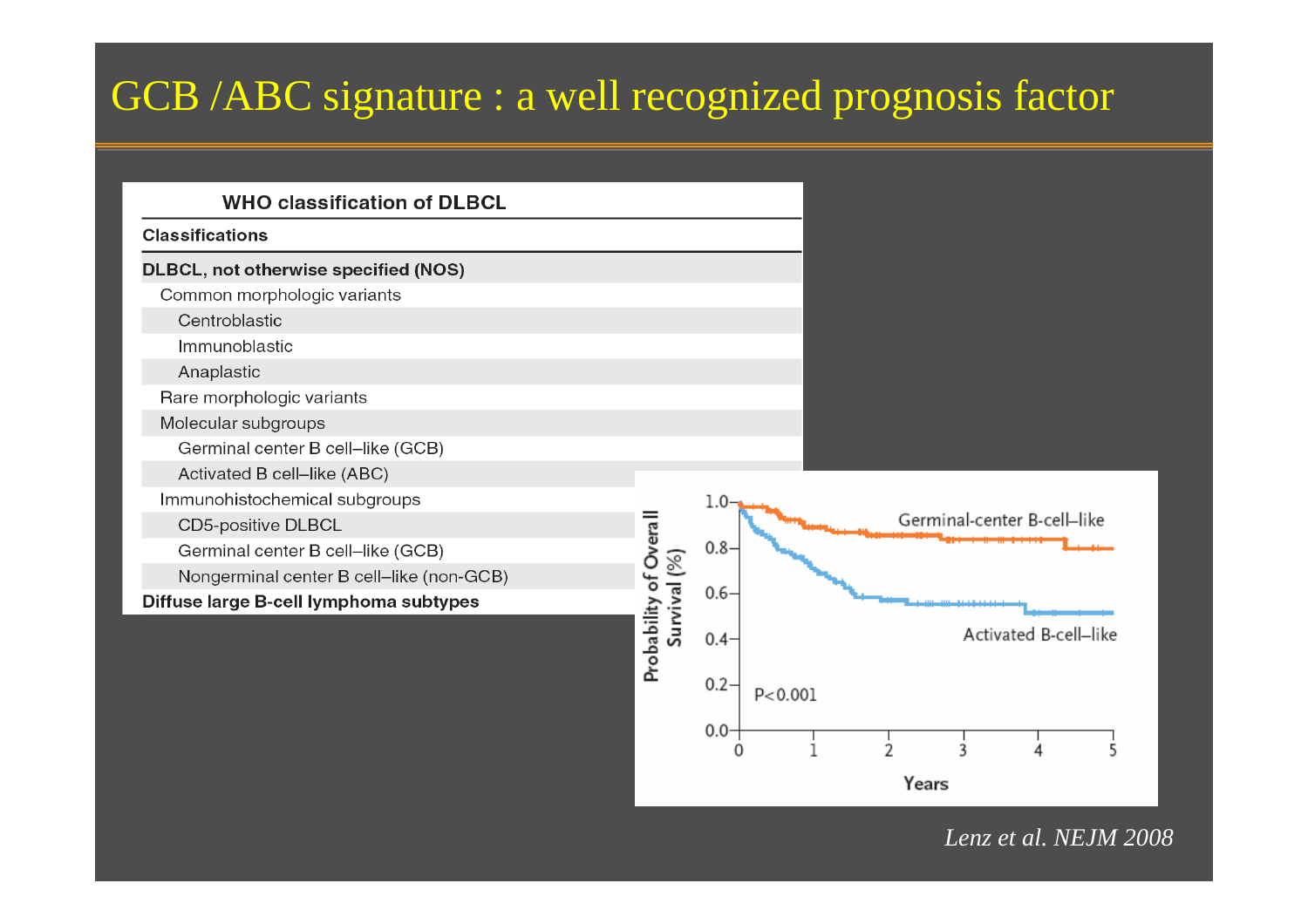# GCB /ABC signature : a well recognized prognosis factor

| WHO classification of DLBCL |
| --- |
| **Classifications** |
| **DLBCL, not otherwise specified (NOS)** |
| Common morphologic variants |
| Centroblastic |
| Immunoblastic |
| Anaplastic |
| Rare morphologic variants |
| Molecular subgroups |
| Germinal center B cell–like (GCB) |
| Activated B cell–like (ABC) |
| Immunohistochemical subgroups |
| CD5-positive DLBCL |
| Germinal center B cell–like (GCB) |
| Nongerminal center B cell–like (non-GCB) |
| **Diffuse large B-cell lymphoma subtypes** |

Probability of Overall Survival (%)

Germinal-center B-cell–like

Activated B-cell–like

$P < 0.001$

Years

*Lenz et al. NEJM 2008*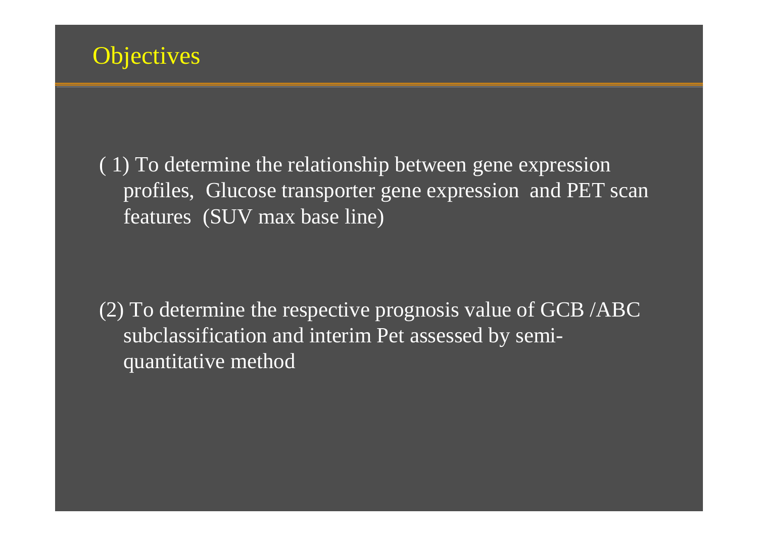## Objectives

( 1) To determine the relationship between gene expression profiles, Glucose transporter gene expression and PET scan features (SUV max base line)

(2) To determine the respective prognosis value of GCB /ABC subclassification and interim Pet assessed by semi-quantitative method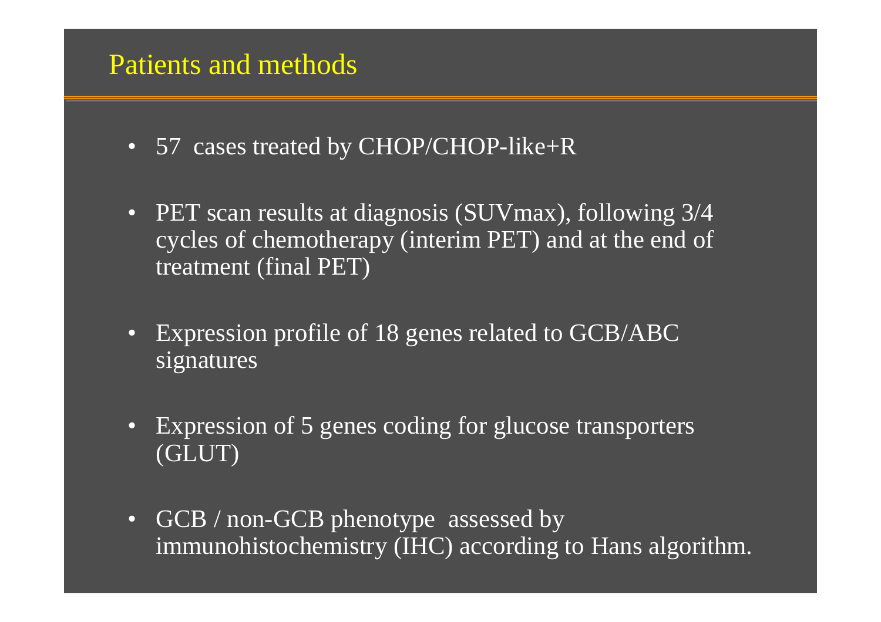## Patients and methods

- 57 cases treated by CHOP/CHOP-like+R
- PET scan results at diagnosis (SUVmax), following 3/4 cycles of chemotherapy (interim PET) and at the end of treatment (final PET)
- Expression profile of 18 genes related to GCB/ABC signatures
- Expression of 5 genes coding for glucose transporters (GLUT)
- GCB / non-GCB phenotype assessed by immunohistochemistry (IHC) according to Hans algorithm.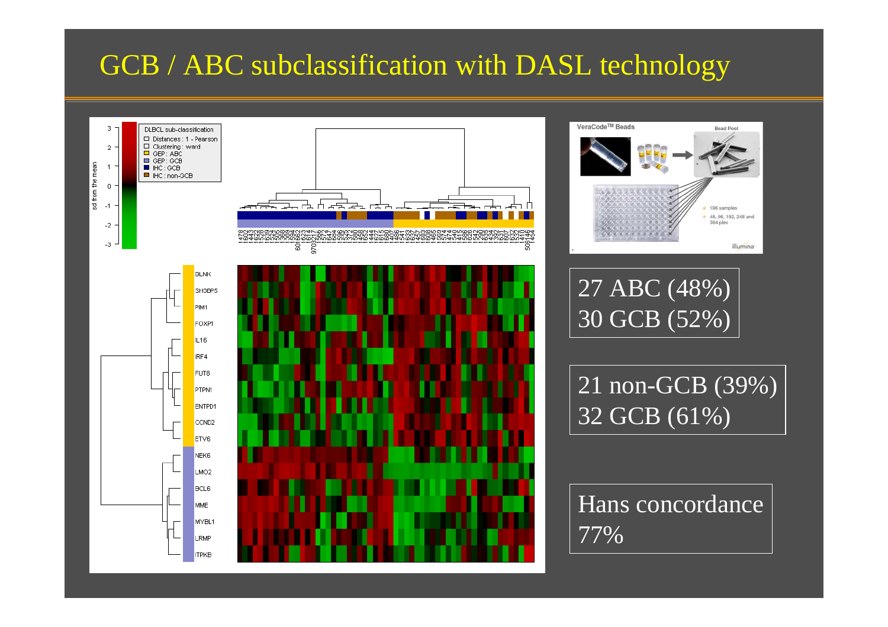# GCB / ABC subclassification with DASL technology

27 ABC (48%)
30 GCB (52%)

21 non-GCB (39%)
32 GCB (61%)

Hans concordance 77%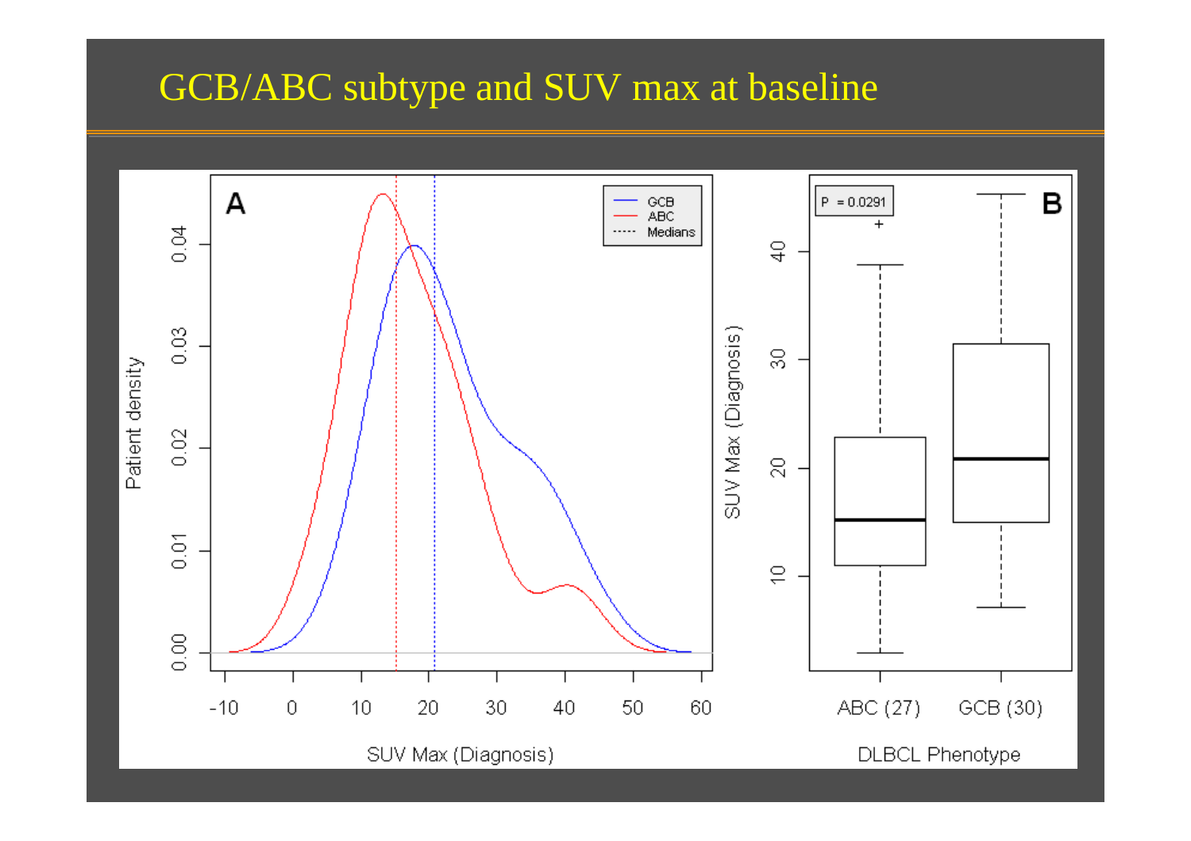# GCB/ABC subtype and SUV max at baseline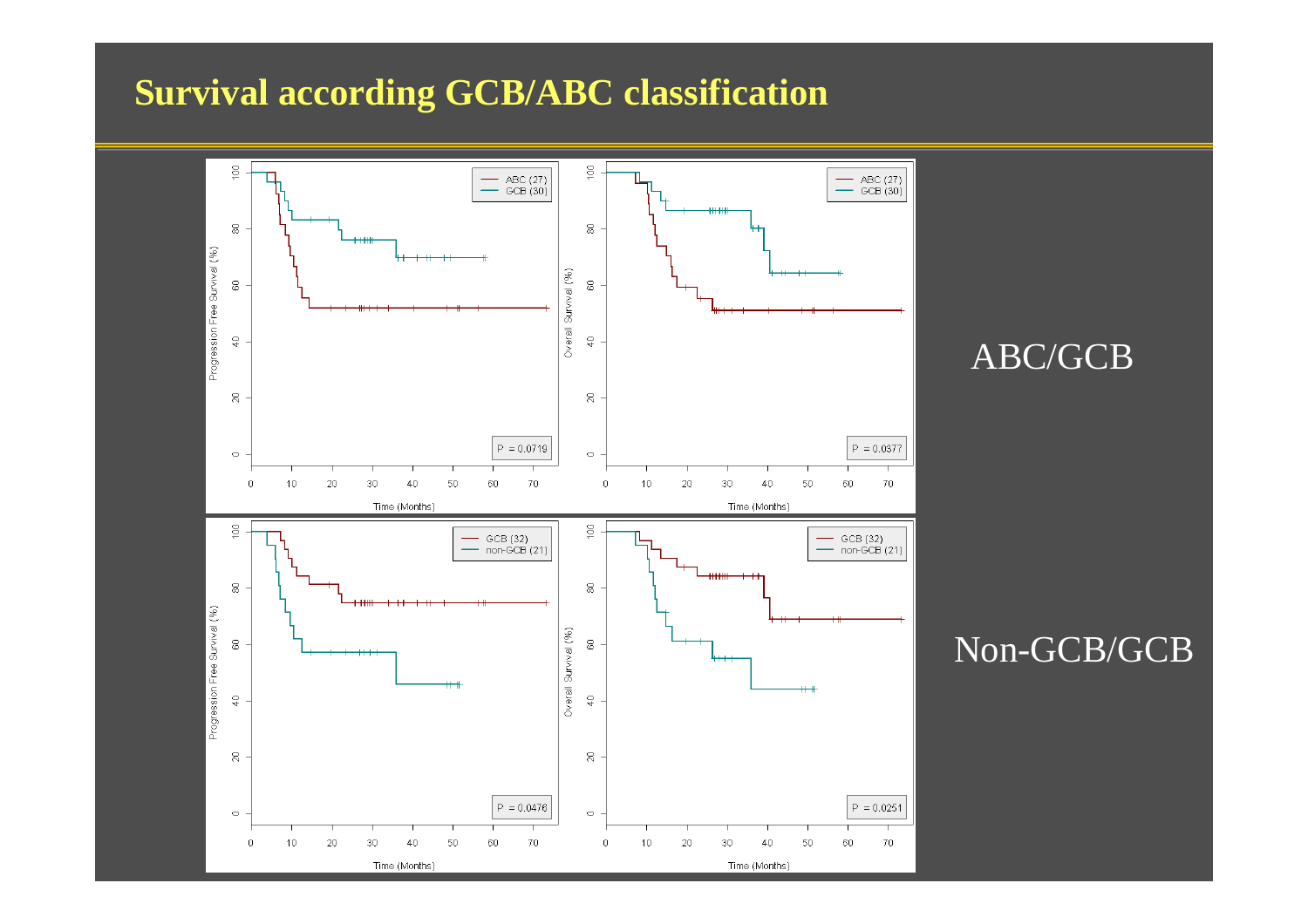# Survival according GCB/ABC classification

ABC (27)
GCB (30)

Progression Free Survival (%)

P = 0.0719

Time (Months)

ABC (27)
GCB (30)

Overall Survival (%)

P = 0.0377

Time (Months)

ABC/GCB

GCB (32)
non-GCB (21)

Progression Free Survival (%)

P = 0.0476

Time (Months)

GCB (32)
non-GCB (21)

Overall Survival (%)

P = 0.0251

Time (Months)

Non-GCB/GCB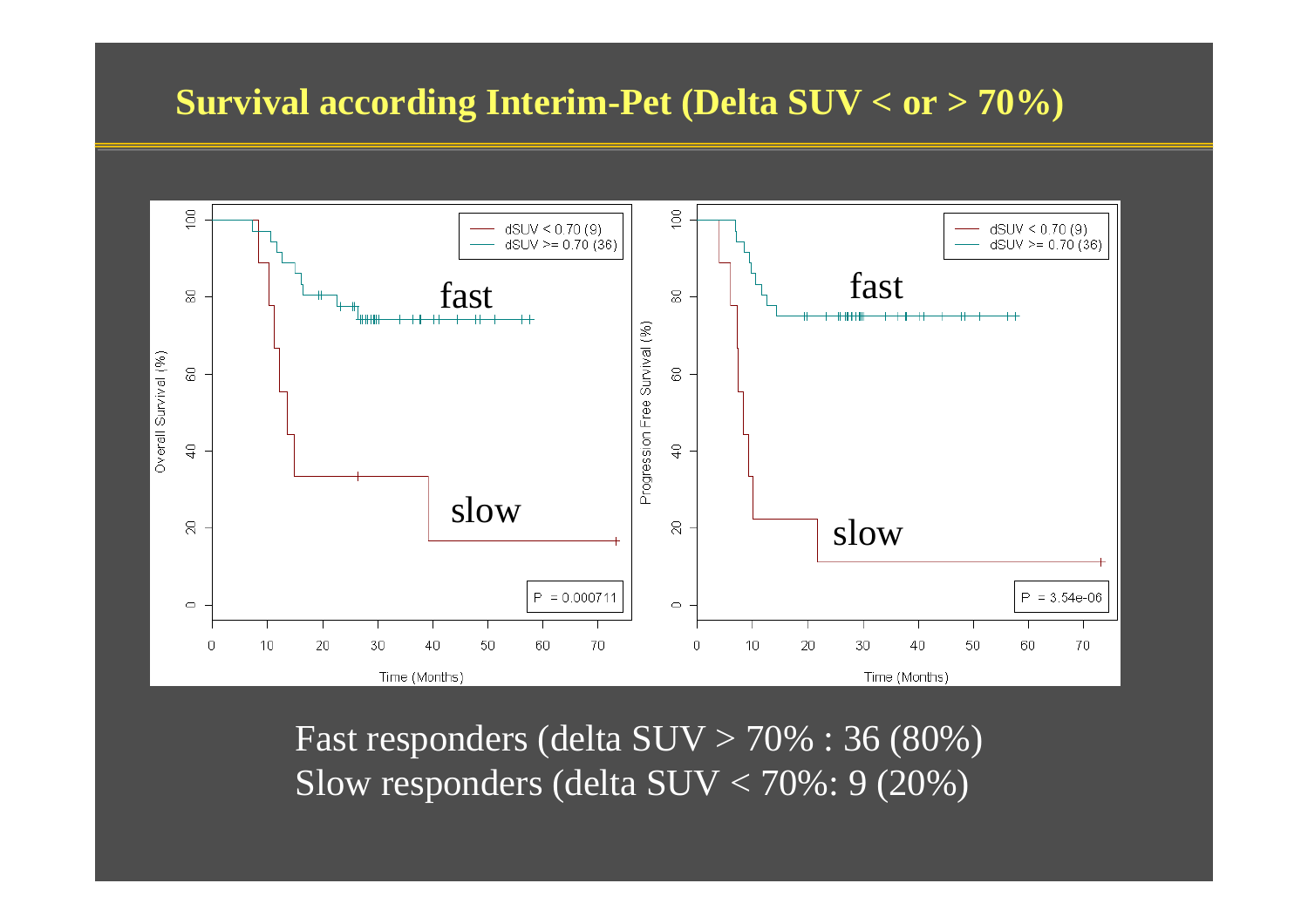# Survival according Interim-Pet (Delta SUV < or > 70%)

Fast responders (delta SUV > 70% : 36 (80%)

Slow responders (delta SUV < 70%: 9 (20%)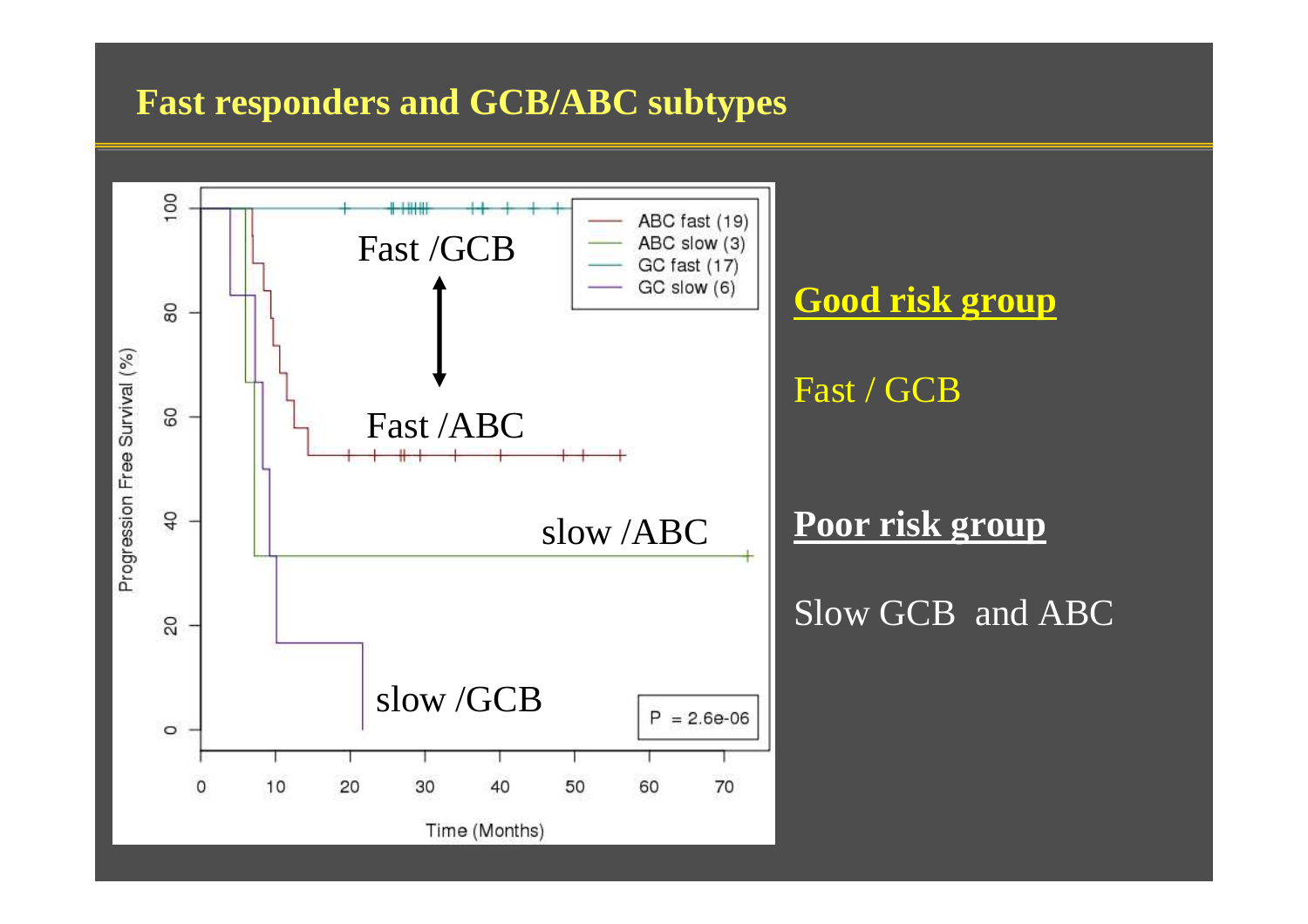# Fast responders and GCB/ABC subtypes

**Good risk group**

Fast / GCB

**Poor risk group**

Slow GCB and ABC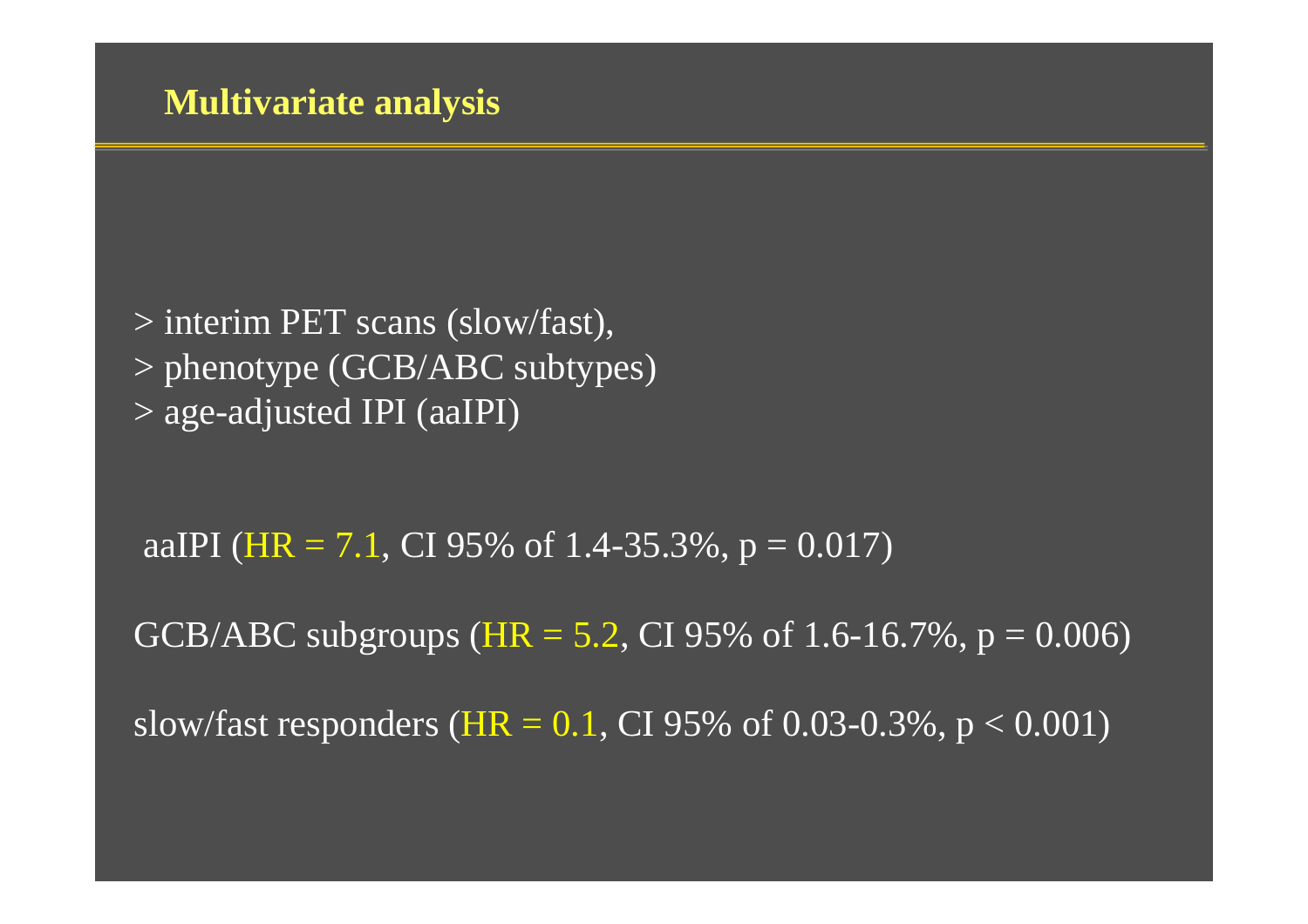## Multivariate analysis

> interim PET scans (slow/fast),
> phenotype (GCB/ABC subtypes)
> age-adjusted IPI (aaIPI)

aaIPI (HR = 7.1, CI 95% of 1.4-35.3%, $p = 0.017$)

GCB/ABC subgroups (HR = 5.2, CI 95% of 1.6-16.7%, $p = 0.006$)

slow/fast responders (HR = 0.1, CI 95% of 0.03-0.3%, $p < 0.001$)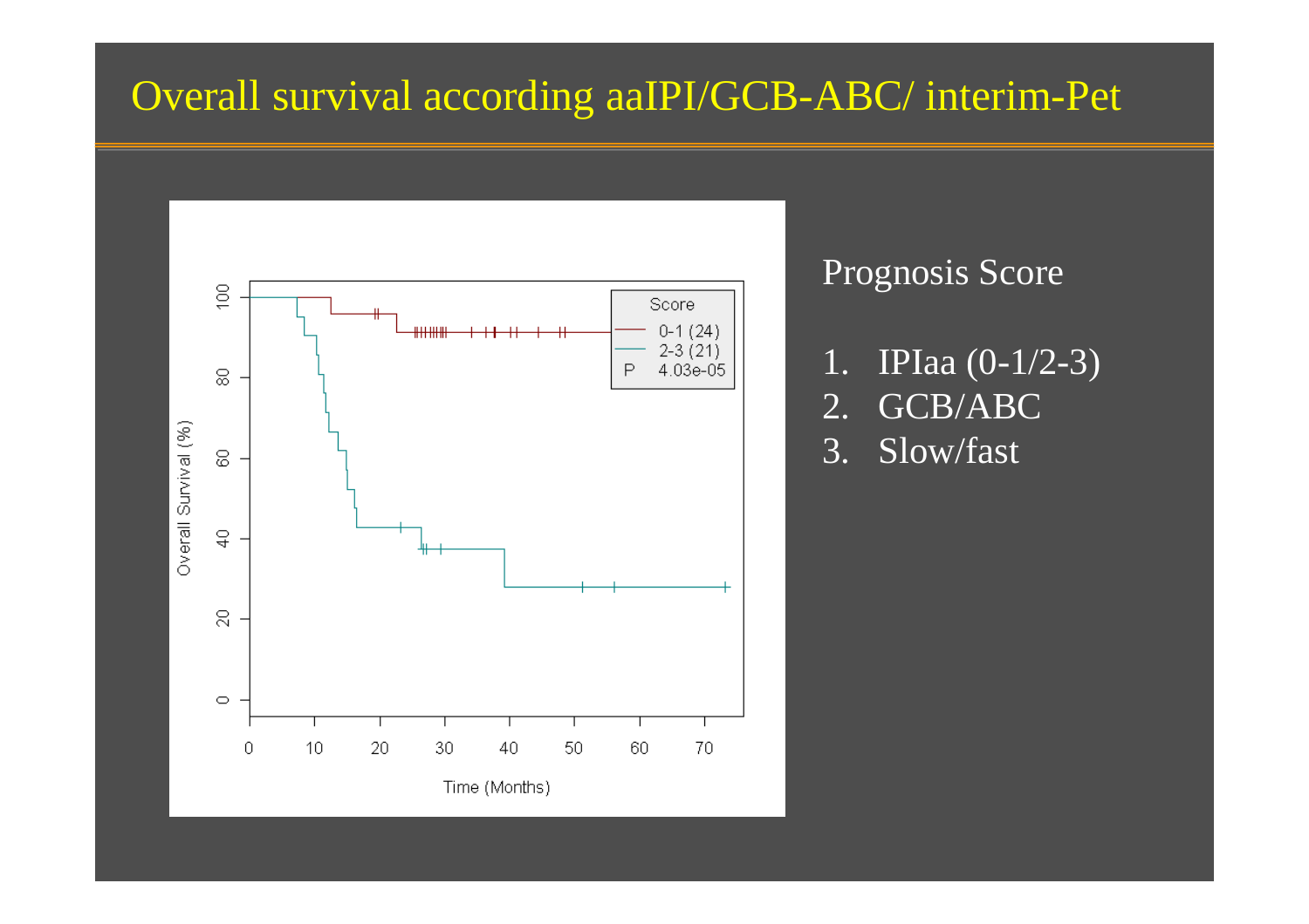# Overall survival according aaIPI/GCB-ABC/ interim-Pet

Prognosis Score

1. IPIaa (0-1/2-3)
2. GCB/ABC
3. Slow/fast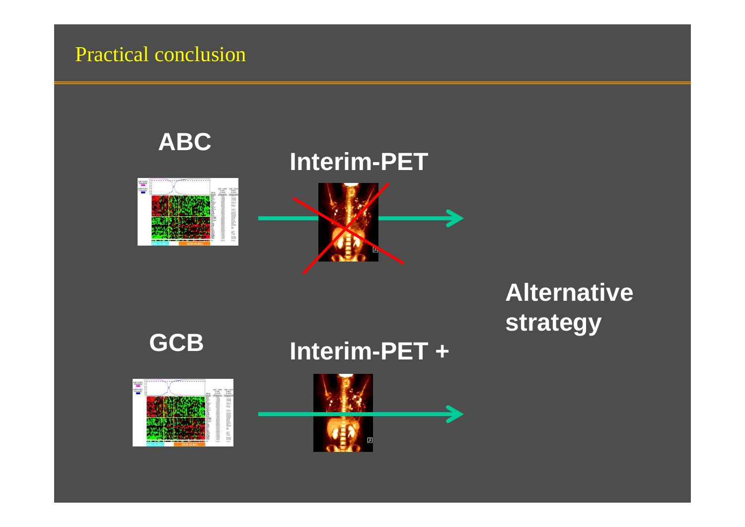# Practical conclusion

**ABC**

**Interim-PET**

**Alternative strategy**

**GCB**

**Interim-PET +**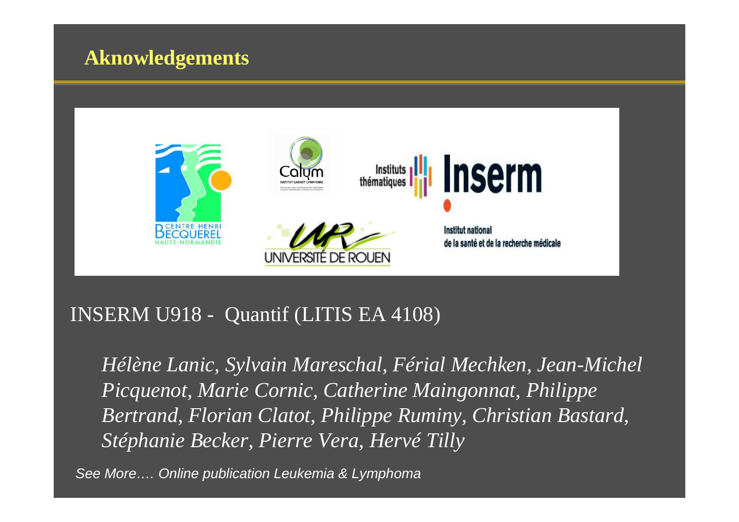## Aknowledgements

INSERM U918 - Quantif (LITIS EA 4108)

*Hélène Lanic, Sylvain Mareschal, Férial Mechken, Jean-Michel Picquenot, Marie Cornic, Catherine Maingonnat, Philippe Bertrand, Florian Clatot, Philippe Ruminy, Christian Bastard, Stéphanie Becker, Pierre Vera, Hervé Tilly*

*See More…. Online publication Leukemia & Lymphoma*